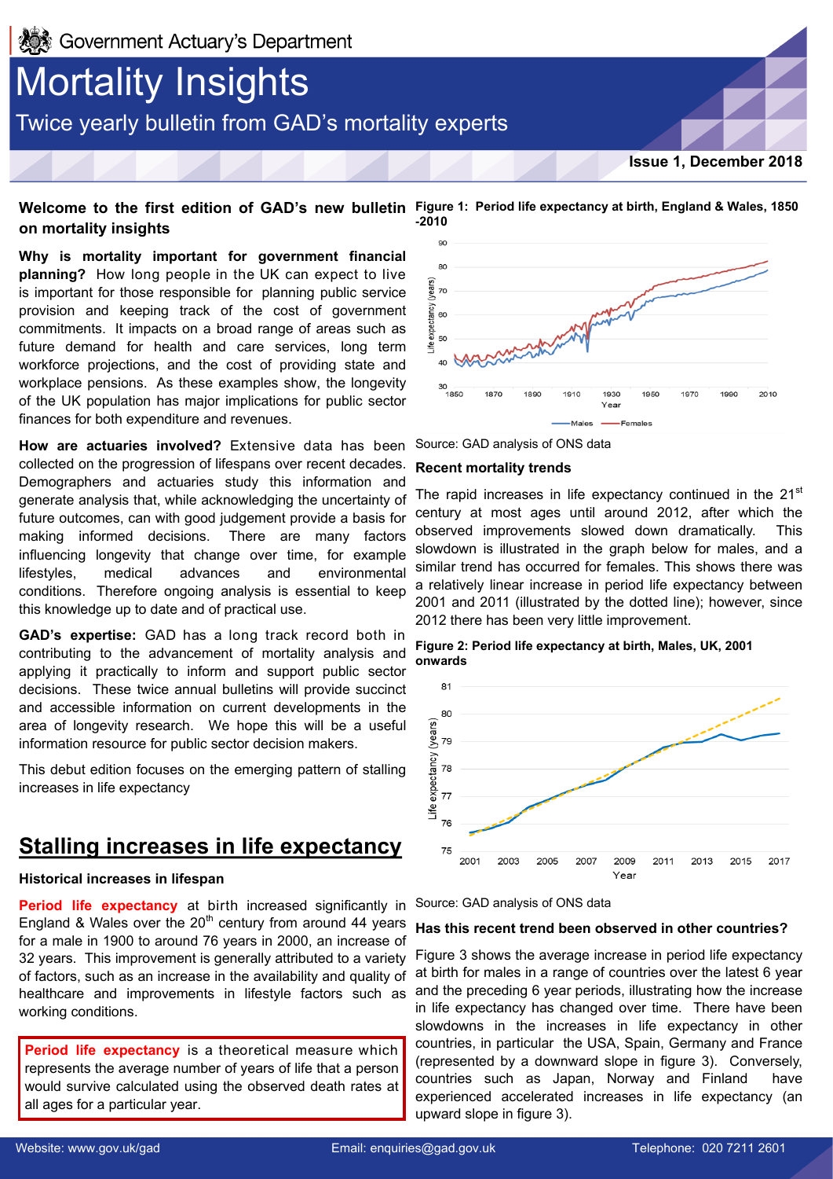# Mortality Insights

Twice yearly bulletin from GAD's mortality experts

**Issue 1, December 2018**

**Welcome to the first edition of GAD's new bulletin on mortality insights**

**Why is mortality important for government financial planning?** How long people in the UK can expect to live is important for those responsible for planning public service provision and keeping track of the cost of government commitments. It impacts on a broad range of areas such as future demand for health and care services, long term workforce projections, and the cost of providing state and workplace pensions. As these examples show, the longevity of the UK population has major implications for public sector finances for both expenditure and revenues.

**How are actuaries involved?** Extensive data has been collected on the progression of lifespans over recent decades. Demographers and actuaries study this information and generate analysis that, while acknowledging the uncertainty of future outcomes, can with good judgement provide a basis for making informed decisions. There are many factors influencing longevity that change over time, for example lifestyles, medical advances and environmental conditions. Therefore ongoing analysis is essential to keep this knowledge up to date and of practical use.

**GAD's expertise:** GAD has a long track record both in contributing to the advancement of mortality analysis and applying it practically to inform and support public sector decisions. These twice annual bulletins will provide succinct and accessible information on current developments in the area of longevity research. We hope this will be a useful information resource for public sector decision makers.

This debut edition focuses on the emerging pattern of stalling increases in life expectancy

## Stalling increases in life expectancy

### Historical increases in lifespan

**Period life expectancy** at birth increased significantly in England & Wales over the 20th century from around 44 years for a male in 1900 to around 76 years in 2000, an increase of 32 years. This improvement is generally attributed to a variety of factors, such as an increase in the availability and quality of healthcare and improvements in lifestyle factors such as working conditions.

> **Period life expectancy** is a theoretical measure which represents the average number of years of life that a person would survive calculated using the observed death rates at all ages for a particular year.

**Figure 1: Period life expectancy at birth, England & Wales, 1850 -2010**

Source: GAD analysis of ONS data

### Recent mortality trends

The rapid increases in life expectancy continued in the 21st century at most ages until around 2012, after which the observed improvements slowed down dramatically. This slowdown is illustrated in the graph below for males, and a similar trend has occurred for females. This shows there was a relatively linear increase in period life expectancy between 2001 and 2011 (illustrated by the dotted line); however, since 2012 there has been very little improvement.

**Figure 2: Period life expectancy at birth, Males, UK, 2001 onwards**

Source: GAD analysis of ONS data

### Has this recent trend been observed in other countries?

Figure 3 shows the average increase in period life expectancy at birth for males in a range of countries over the latest 6 year and the preceding 6 year periods, illustrating how the increase in life expectancy has changed over time. There have been slowdowns in the increases in life expectancy in other countries, in particular the USA, Spain, Germany and France (represented by a downward slope in figure 3). Conversely, countries such as Japan, Norway and Finland have experienced accelerated increases in life expectancy (an upward slope in figure 3).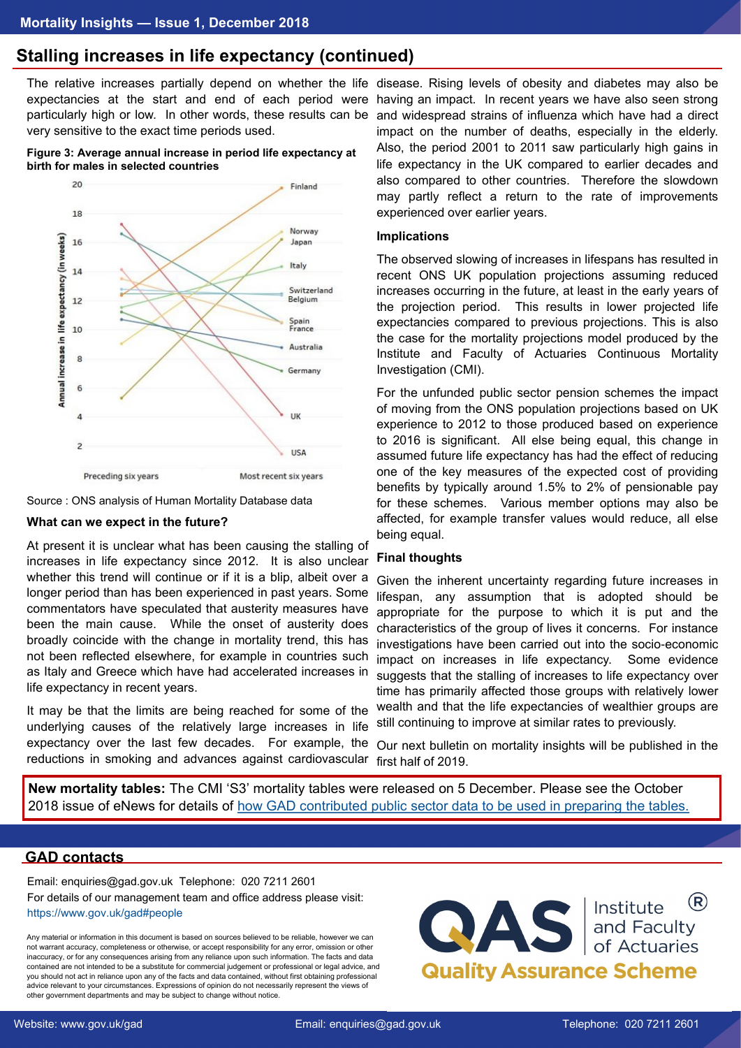## Stalling increases in life expectancy (continued)

The relative increases partially depend on whether the life expectancies at the start and end of each period were particularly high or low. In other words, these results can be very sensitive to the exact time periods used.

**Figure 3: Average annual increase in period life expectancy at birth for males in selected countries**

Annual increase in life expectancy (in weeks)

20
18
16
14
12
10
8
6
4
2

Finland
Norway
Japan
Italy
Switzerland
Belgium
Spain
France
Australia
Germany
UK
USA

Preceding six years
Most recent six years

Source : ONS analysis of Human Mortality Database data

**What can we expect in the future?**

At present it is unclear what has been causing the stalling of increases in life expectancy since 2012. It is also unclear whether this trend will continue or if it is a blip, albeit over a longer period than has been experienced in past years. Some commentators have speculated that austerity measures have been the main cause. While the onset of austerity does broadly coincide with the change in mortality trend, this has not been reflected elsewhere, for example in countries such as Italy and Greece which have had accelerated increases in life expectancy in recent years.

It may be that the limits are being reached for some of the underlying causes of the relatively large increases in life expectancy over the last few decades. For example, the reductions in smoking and advances against cardiovascular disease. Rising levels of obesity and diabetes may also be having an impact. In recent years we have also seen strong and widespread strains of influenza which have had a direct impact on the number of deaths, especially in the elderly. Also, the period 2001 to 2011 saw particularly high gains in life expectancy in the UK compared to earlier decades and also compared to other countries. Therefore the slowdown may partly reflect a return to the rate of improvements experienced over earlier years.

**Implications**

The observed slowing of increases in lifespans has resulted in recent ONS UK population projections assuming reduced increases occurring in the future, at least in the early years of the projection period. This results in lower projected life expectancies compared to previous projections. This is also the case for the mortality projections model produced by the Institute and Faculty of Actuaries Continuous Mortality Investigation (CMI).

For the unfunded public sector pension schemes the impact of moving from the ONS population projections based on UK experience to 2012 to those produced based on experience to 2016 is significant. All else being equal, this change in assumed future life expectancy has had the effect of reducing one of the key measures of the expected cost of providing benefits by typically around 1.5% to 2% of pensionable pay for these schemes. Various member options may also be affected, for example transfer values would reduce, all else being equal.

**Final thoughts**

Given the inherent uncertainty regarding future increases in lifespan, any assumption that is adopted should be appropriate for the purpose to which it is put and the characteristics of the group of lives it concerns. For instance investigations have been carried out into the socio-economic impact on increases in life expectancy. Some evidence suggests that the stalling of increases to life expectancy over time has primarily affected those groups with relatively lower wealth and that the life expectancies of wealthier groups are still continuing to improve at similar rates to previously.

Our next bulletin on mortality insights will be published in the first half of 2019.

**New mortality tables:** The CMI 'S3' mortality tables were released on 5 December. Please see the October 2018 issue of eNews for details of how GAD contributed public sector data to be used in preparing the tables.

## GAD contacts

Email: enquiries@gad.gov.uk Telephone: 020 7211 2601
For details of our management team and office address please visit:
https://www.gov.uk/gad#people

Any material or information in this document is based on sources believed to be reliable, however we can not warrant accuracy, completeness or otherwise, or accept responsibility for any error, omission or other inaccuracy, or for any consequences arising from any reliance upon such information. The facts and data contained are not intended to be a substitute for commercial judgement or professional or legal advice, and you should not act in reliance upon any of the facts and data contained, without first obtaining professional advice relevant to your circumstances. Expressions of opinion do not necessarily represent the views of other government departments and may be subject to change without notice.

QAS Institute and Faculty of Actuaries Quality Assurance Scheme

Website: www.gov.uk/gad Email: enquiries@gad.gov.uk Telephone: 020 7211 2601